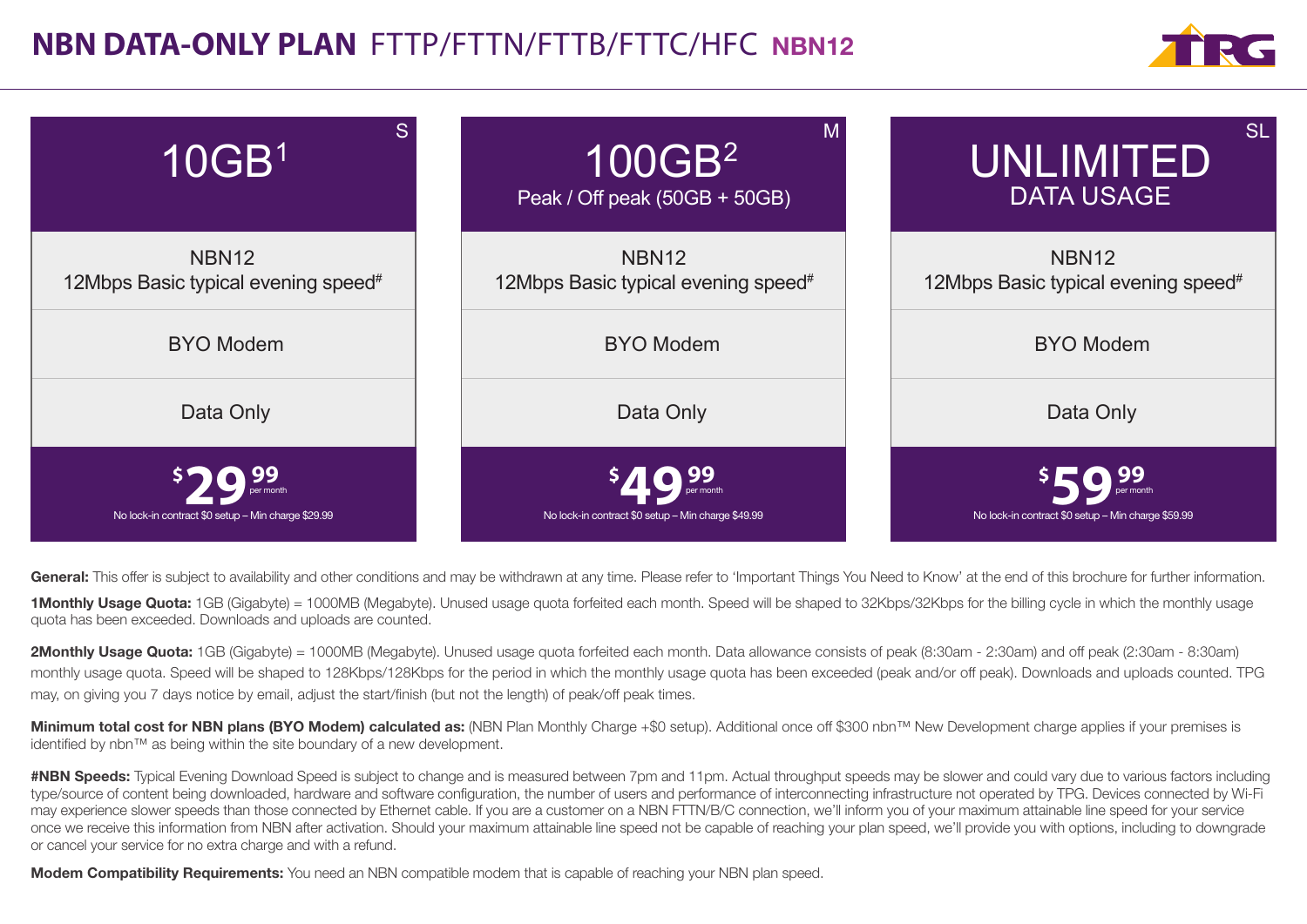# NBN DATA-ONLY PLAN FTTP/FTTN/FTTB/FTTC/HFC NBN12

| S | M | SL |
|---|---|---|
| 10GB[1] | 100GB[2] Peak / Off peak (50GB + 50GB) | UNLIMITED DATA USAGE |
| NBN12 12Mbps Basic typical evening speed[#] | NBN12 12Mbps Basic typical evening speed[#] | NBN12 12Mbps Basic typical evening speed[#] |
| BYO Modem | BYO Modem | BYO Modem |
| Data Only | Data Only | Data Only |
| $29.99 per month | $49.99 per month | $59.99 per month |
| No lock-in contract $0 setup – Min charge $29.99 | No lock-in contract $0 setup – Min charge $49.99 | No lock-in contract $0 setup – Min charge $59.99 |

**General:** This offer is subject to availability and other conditions and may be withdrawn at any time. Please refer to 'Important Things You Need to Know' at the end of this brochure for further information.

**1Monthly Usage Quota:** 1GB (Gigabyte) = 1000MB (Megabyte). Unused usage quota forfeited each month. Speed will be shaped to 32Kbps/32Kbps for the billing cycle in which the monthly usage quota has been exceeded. Downloads and uploads are counted.

**2Monthly Usage Quota:** 1GB (Gigabyte) = 1000MB (Megabyte). Unused usage quota forfeited each month. Data allowance consists of peak (8:30am - 2:30am) and off peak (2:30am - 8:30am) monthly usage quota. Speed will be shaped to 128Kbps/128Kbps for the period in which the monthly usage quota has been exceeded (peak and/or off peak). Downloads and uploads counted. TPG may, on giving you 7 days notice by email, adjust the start/finish (but not the length) of peak/off peak times.

**Minimum total cost for NBN plans (BYO Modem) calculated as:** (NBN Plan Monthly Charge +$0 setup). Additional once off $300 nbn™ New Development charge applies if your premises is identified by nbn™ as being within the site boundary of a new development.

**#NBN Speeds:** Typical Evening Download Speed is subject to change and is measured between 7pm and 11pm. Actual throughput speeds may be slower and could vary due to various factors including type/source of content being downloaded, hardware and software configuration, the number of users and performance of interconnecting infrastructure not operated by TPG. Devices connected by Wi-Fi may experience slower speeds than those connected by Ethernet cable. If you are a customer on a NBN FTTN/B/C connection, we'll inform you of your maximum attainable line speed for your service once we receive this information from NBN after activation. Should your maximum attainable line speed not be capable of reaching your plan speed, we'll provide you with options, including to downgrade or cancel your service for no extra charge and with a refund.

**Modem Compatibility Requirements:** You need an NBN compatible modem that is capable of reaching your NBN plan speed.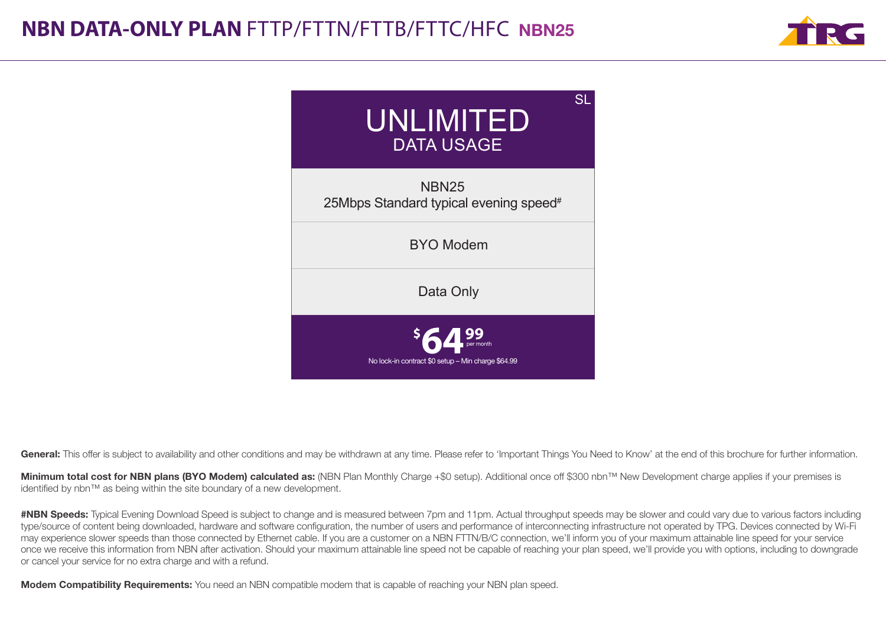# NBN DATA-ONLY PLAN FTTP/FTTN/FTTB/FTTC/HFC NBN25

| SL |
|---|
| UNLIMITED<br>DATA USAGE |
| NBN25<br>25Mbps Standard typical evening speed# |
| BYO Modem |
| Data Only |
| $64.99 per month<br>No lock-in contract $0 setup – Min charge $64.99 |

**General:** This offer is subject to availability and other conditions and may be withdrawn at any time. Please refer to 'Important Things You Need to Know' at the end of this brochure for further information.

**Minimum total cost for NBN plans (BYO Modem) calculated as:** (NBN Plan Monthly Charge +$0 setup). Additional once off $300 nbn™ New Development charge applies if your premises is identified by nbn™ as being within the site boundary of a new development.

**#NBN Speeds:** Typical Evening Download Speed is subject to change and is measured between 7pm and 11pm. Actual throughput speeds may be slower and could vary due to various factors including type/source of content being downloaded, hardware and software configuration, the number of users and performance of interconnecting infrastructure not operated by TPG. Devices connected by Wi-Fi may experience slower speeds than those connected by Ethernet cable. If you are a customer on a NBN FTTN/B/C connection, we'll inform you of your maximum attainable line speed for your service once we receive this information from NBN after activation. Should your maximum attainable line speed not be capable of reaching your plan speed, we'll provide you with options, including to downgrade or cancel your service for no extra charge and with a refund.

**Modem Compatibility Requirements:** You need an NBN compatible modem that is capable of reaching your NBN plan speed.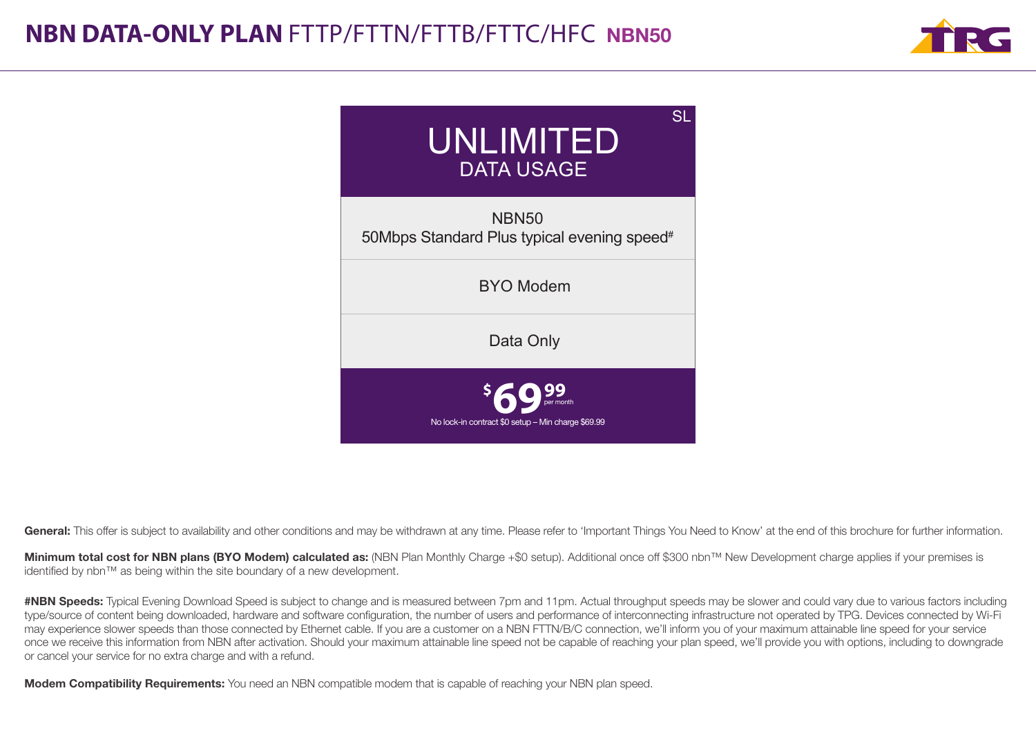# NBN DATA-ONLY PLAN FTTP/FTTN/FTTB/FTTC/HFC NBN50

| SL |
|---|
| UNLIMITED DATA USAGE |
| NBN50<br>50Mbps Standard Plus typical evening speed# |
| BYO Modem |
| Data Only |
| $69.99 per month<br>No lock-in contract $0 setup – Min charge $69.99 |

**General:** This offer is subject to availability and other conditions and may be withdrawn at any time. Please refer to 'Important Things You Need to Know' at the end of this brochure for further information.

**Minimum total cost for NBN plans (BYO Modem) calculated as:** (NBN Plan Monthly Charge +$0 setup). Additional once off $300 nbn™ New Development charge applies if your premises is identified by nbn™ as being within the site boundary of a new development.

**#NBN Speeds:** Typical Evening Download Speed is subject to change and is measured between 7pm and 11pm. Actual throughput speeds may be slower and could vary due to various factors including type/source of content being downloaded, hardware and software configuration, the number of users and performance of interconnecting infrastructure not operated by TPG. Devices connected by Wi-Fi may experience slower speeds than those connected by Ethernet cable. If you are a customer on a NBN FTTN/B/C connection, we'll inform you of your maximum attainable line speed for your service once we receive this information from NBN after activation. Should your maximum attainable line speed not be capable of reaching your plan speed, we'll provide you with options, including to downgrade or cancel your service for no extra charge and with a refund.

**Modem Compatibility Requirements:** You need an NBN compatible modem that is capable of reaching your NBN plan speed.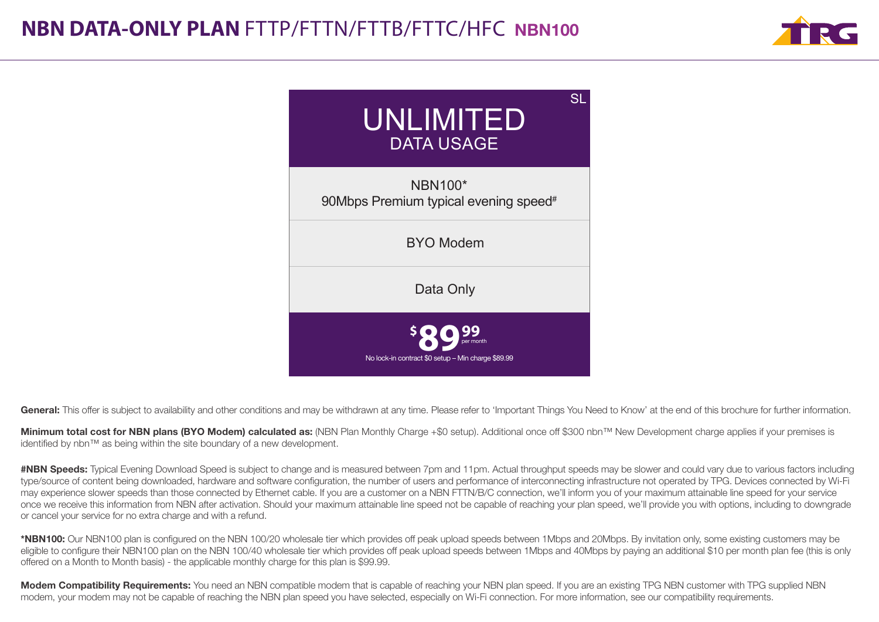# NBN DATA-ONLY PLAN FTTP/FTTN/FTTB/FTTC/HFC NBN100

| SL |
| --- |
| UNLIMITED DATA USAGE |
| NBN100* 90Mbps Premium typical evening speed# |
| BYO Modem |
| Data Only |
| $89.99 per month |
| No lock-in contract $0 setup – Min charge $89.99 |

**General:** This offer is subject to availability and other conditions and may be withdrawn at any time. Please refer to 'Important Things You Need to Know' at the end of this brochure for further information.

**Minimum total cost for NBN plans (BYO Modem) calculated as:** (NBN Plan Monthly Charge +$0 setup). Additional once off $300 nbn™ New Development charge applies if your premises is identified by nbn™ as being within the site boundary of a new development.

**#NBN Speeds:** Typical Evening Download Speed is subject to change and is measured between 7pm and 11pm. Actual throughput speeds may be slower and could vary due to various factors including type/source of content being downloaded, hardware and software configuration, the number of users and performance of interconnecting infrastructure not operated by TPG. Devices connected by Wi-Fi may experience slower speeds than those connected by Ethernet cable. If you are a customer on a NBN FTTN/B/C connection, we'll inform you of your maximum attainable line speed for your service once we receive this information from NBN after activation. Should your maximum attainable line speed not be capable of reaching your plan speed, we'll provide you with options, including to downgrade or cancel your service for no extra charge and with a refund.

***NBN100:** Our NBN100 plan is configured on the NBN 100/20 wholesale tier which provides off peak upload speeds between 1Mbps and 20Mbps. By invitation only, some existing customers may be eligible to configure their NBN100 plan on the NBN 100/40 wholesale tier which provides off peak upload speeds between 1Mbps and 40Mbps by paying an additional $10 per month plan fee (this is only offered on a Month to Month basis) - the applicable monthly charge for this plan is $99.99.

**Modem Compatibility Requirements:** You need an NBN compatible modem that is capable of reaching your NBN plan speed. If you are an existing TPG NBN customer with TPG supplied NBN modem, your modem may not be capable of reaching the NBN plan speed you have selected, especially on Wi-Fi connection. For more information, see our compatibility requirements.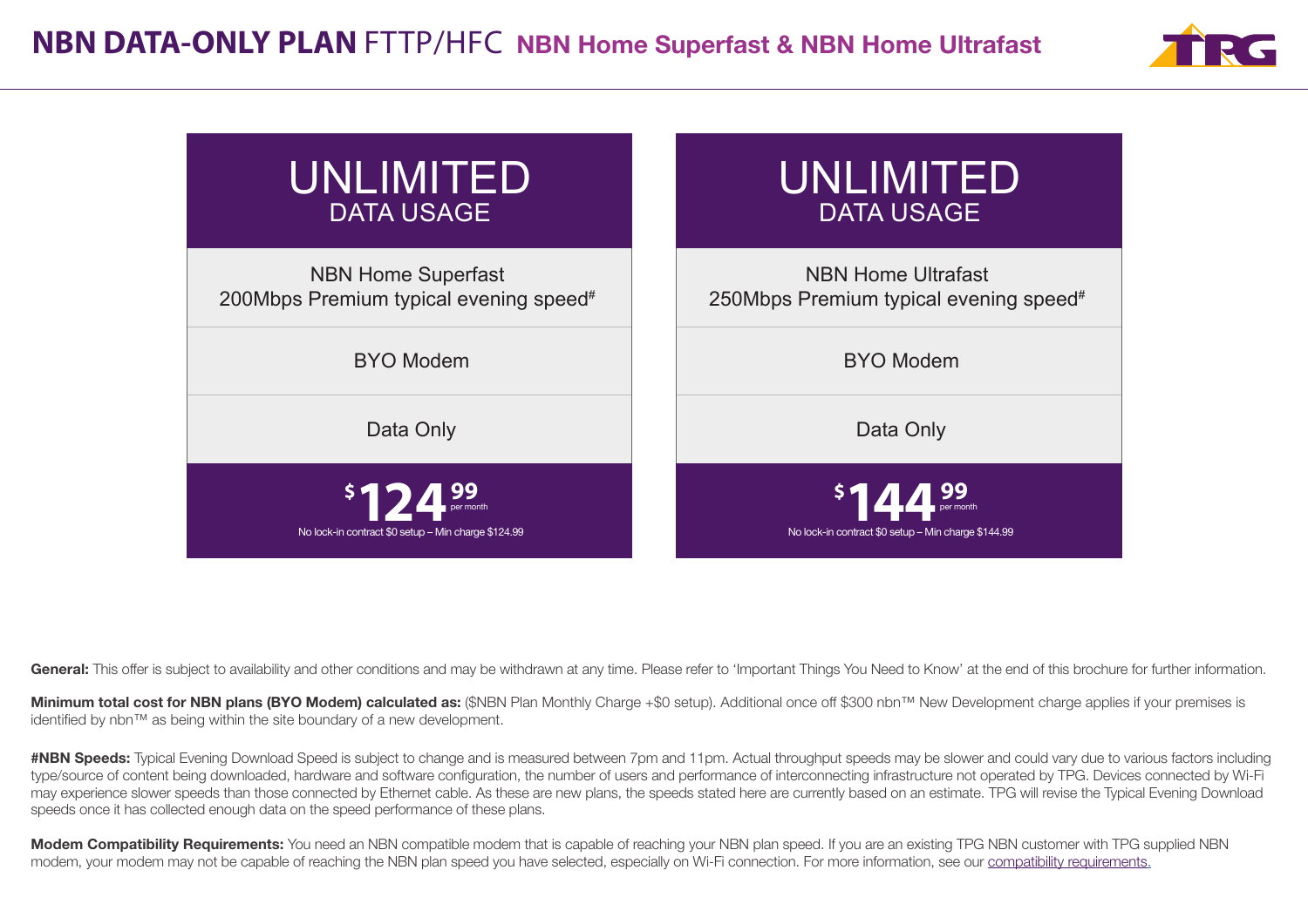# NBN DATA-ONLY PLAN FTTP/HFC NBN Home Superfast & NBN Home Ultrafast

| UNLIMITED DATA USAGE | UNLIMITED DATA USAGE |
| --- | --- |
| NBN Home Superfast 200Mbps Premium typical evening speed# | NBN Home Ultrafast 250Mbps Premium typical evening speed# |
| BYO Modem | BYO Modem |
| Data Only | Data Only |
| $124.99 per month | $144.99 per month |
| No lock-in contract $0 setup – Min charge $124.99 | No lock-in contract $0 setup – Min charge $144.99 |

**General:** This offer is subject to availability and other conditions and may be withdrawn at any time. Please refer to 'Important Things You Need to Know' at the end of this brochure for further information.

**Minimum total cost for NBN plans (BYO Modem) calculated as:** ($NBN Plan Monthly Charge +$0 setup). Additional once off $300 nbn™ New Development charge applies if your premises is identified by nbn™ as being within the site boundary of a new development.

**#NBN Speeds:** Typical Evening Download Speed is subject to change and is measured between 7pm and 11pm. Actual throughput speeds may be slower and could vary due to various factors including type/source of content being downloaded, hardware and software configuration, the number of users and performance of interconnecting infrastructure not operated by TPG. Devices connected by Wi-Fi may experience slower speeds than those connected by Ethernet cable. As these are new plans, the speeds stated here are currently based on an estimate. TPG will revise the Typical Evening Download speeds once it has collected enough data on the speed performance of these plans.

**Modem Compatibility Requirements:** You need an NBN compatible modem that is capable of reaching your NBN plan speed. If you are an existing TPG NBN customer with TPG supplied NBN modem, your modem may not be capable of reaching the NBN plan speed you have selected, especially on Wi-Fi connection. For more information, see our compatibility requirements.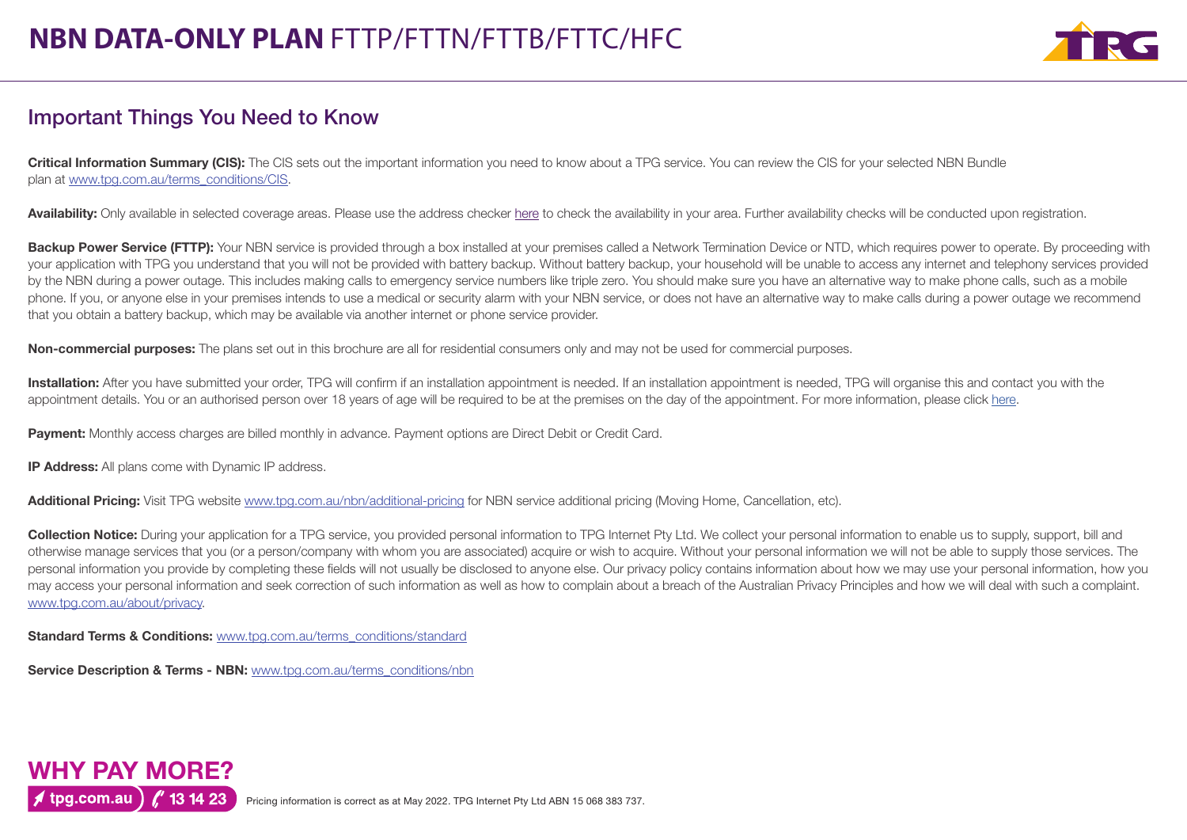# NBN DATA-ONLY PLAN FTTP/FTTN/FTTB/FTTC/HFC

## Important Things You Need to Know

**Critical Information Summary (CIS):** The CIS sets out the important information you need to know about a TPG service. You can review the CIS for your selected NBN Bundle plan at www.tpg.com.au/terms_conditions/CIS.

**Availability:** Only available in selected coverage areas. Please use the address checker here to check the availability in your area. Further availability checks will be conducted upon registration.

**Backup Power Service (FTTP):** Your NBN service is provided through a box installed at your premises called a Network Termination Device or NTD, which requires power to operate. By proceeding with your application with TPG you understand that you will not be provided with battery backup. Without battery backup, your household will be unable to access any internet and telephony services provided by the NBN during a power outage. This includes making calls to emergency service numbers like triple zero. You should make sure you have an alternative way to make phone calls, such as a mobile phone. If you, or anyone else in your premises intends to use a medical or security alarm with your NBN service, or does not have an alternative way to make calls during a power outage we recommend that you obtain a battery backup, which may be available via another internet or phone service provider.

**Non-commercial purposes:** The plans set out in this brochure are all for residential consumers only and may not be used for commercial purposes.

**Installation:** After you have submitted your order, TPG will confirm if an installation appointment is needed. If an installation appointment is needed, TPG will organise this and contact you with the appointment details. You or an authorised person over 18 years of age will be required to be at the premises on the day of the appointment. For more information, please click here.

**Payment:** Monthly access charges are billed monthly in advance. Payment options are Direct Debit or Credit Card.

**IP Address:** All plans come with Dynamic IP address.

**Additional Pricing:** Visit TPG website www.tpg.com.au/nbn/additional-pricing for NBN service additional pricing (Moving Home, Cancellation, etc).

**Collection Notice:** During your application for a TPG service, you provided personal information to TPG Internet Pty Ltd. We collect your personal information to enable us to supply, support, bill and otherwise manage services that you (or a person/company with whom you are associated) acquire or wish to acquire. Without your personal information we will not be able to supply those services. The personal information you provide by completing these fields will not usually be disclosed to anyone else. Our privacy policy contains information about how we may use your personal information, how you may access your personal information and seek correction of such information as well as how to complain about a breach of the Australian Privacy Principles and how we will deal with such a complaint. www.tpg.com.au/about/privacy.

**Standard Terms & Conditions:** www.tpg.com.au/terms_conditions/standard

**Service Description & Terms - NBN:** www.tpg.com.au/terms_conditions/nbn

**WHY PAY MORE?**

tpg.com.au | 13 14 23

Pricing information is correct as at May 2022. TPG Internet Pty Ltd ABN 15 068 383 737.